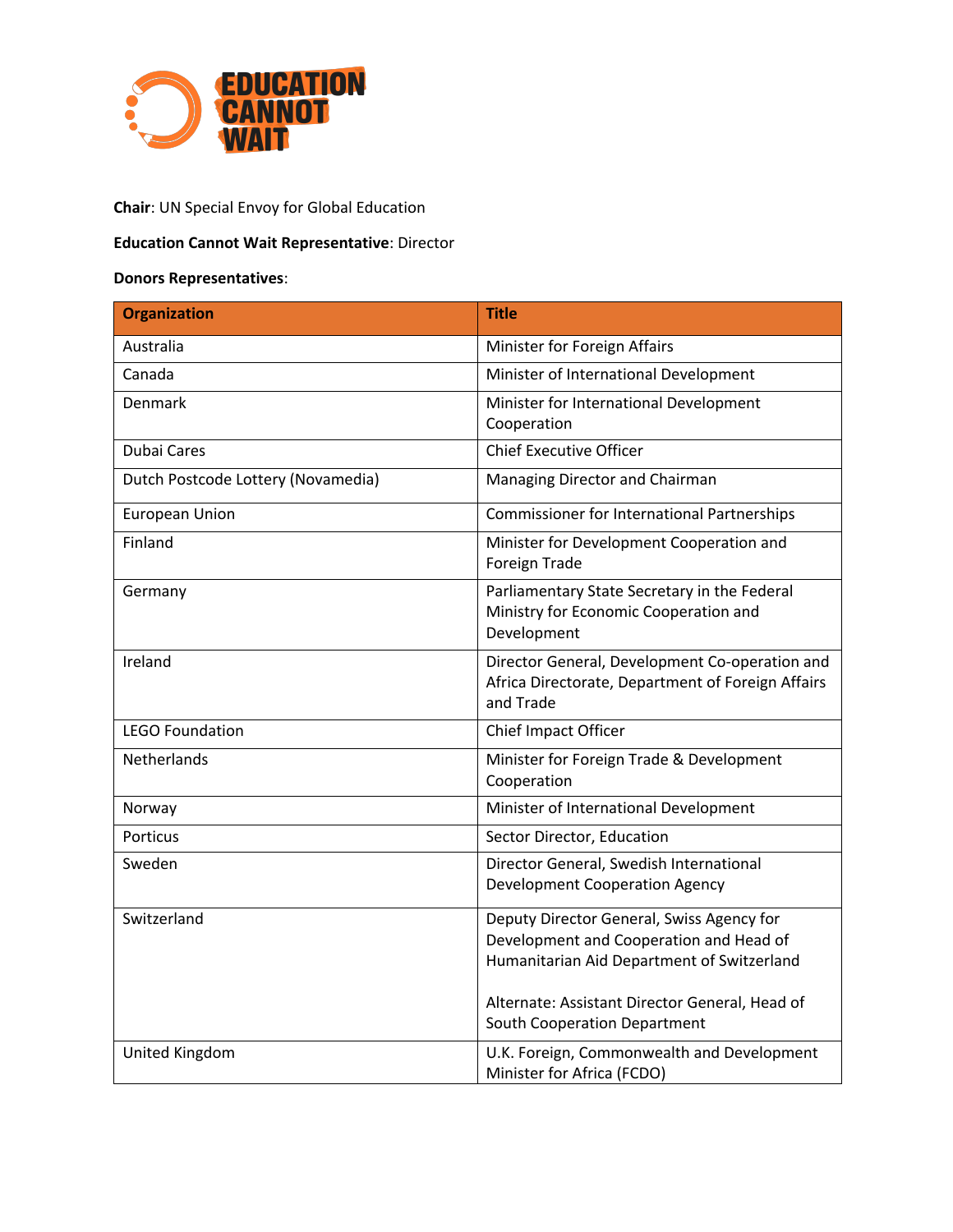**Chair**: UN Special Envoy for Global Education

**Education Cannot Wait Representative**: Director

**Donors Representatives**:

| Organization | Title |
| --- | --- |
| Australia | Minister for Foreign Affairs |
| Canada | Minister of International Development |
| Denmark | Minister for International Development Cooperation |
| Dubai Cares | Chief Executive Officer |
| Dutch Postcode Lottery (Novamedia) | Managing Director and Chairman |
| European Union | Commissioner for International Partnerships |
| Finland | Minister for Development Cooperation and Foreign Trade |
| Germany | Parliamentary State Secretary in the Federal Ministry for Economic Cooperation and Development |
| Ireland | Director General, Development Co-operation and Africa Directorate, Department of Foreign Affairs and Trade |
| LEGO Foundation | Chief Impact Officer |
| Netherlands | Minister for Foreign Trade & Development Cooperation |
| Norway | Minister of International Development |
| Porticus | Sector Director, Education |
| Sweden | Director General, Swedish International Development Cooperation Agency |
| Switzerland | Deputy Director General, Swiss Agency for Development and Cooperation and Head of Humanitarian Aid Department of Switzerland<br><br>Alternate: Assistant Director General, Head of South Cooperation Department |
| United Kingdom | U.K. Foreign, Commonwealth and Development Minister for Africa (FCDO) |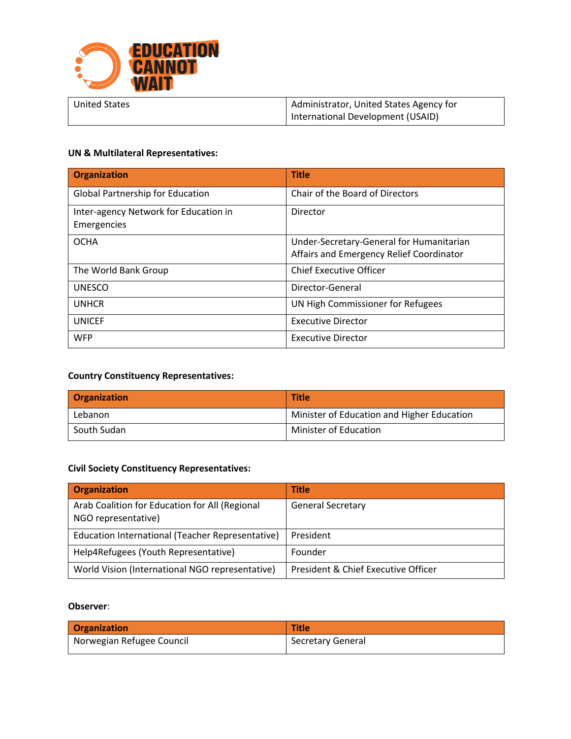| | |
|---|---|
| United States | Administrator, United States Agency for International Development (USAID) |

**UN & Multilateral Representatives:**

| Organization | Title |
|---|---|
| Global Partnership for Education | Chair of the Board of Directors |
| Inter-agency Network for Education in Emergencies | Director |
| OCHA | Under-Secretary-General for Humanitarian Affairs and Emergency Relief Coordinator |
| The World Bank Group | Chief Executive Officer |
| UNESCO | Director-General |
| UNHCR | UN High Commissioner for Refugees |
| UNICEF | Executive Director |
| WFP | Executive Director |

**Country Constituency Representatives:**

| Organization | Title |
|---|---|
| Lebanon | Minister of Education and Higher Education |
| South Sudan | Minister of Education |

**Civil Society Constituency Representatives:**

| Organization | Title |
|---|---|
| Arab Coalition for Education for All (Regional NGO representative) | General Secretary |
| Education International (Teacher Representative) | President |
| Help4Refugees (Youth Representative) | Founder |
| World Vision (International NGO representative) | President & Chief Executive Officer |

**Observer**:

| Organization | Title |
|---|---|
| Norwegian Refugee Council | Secretary General |